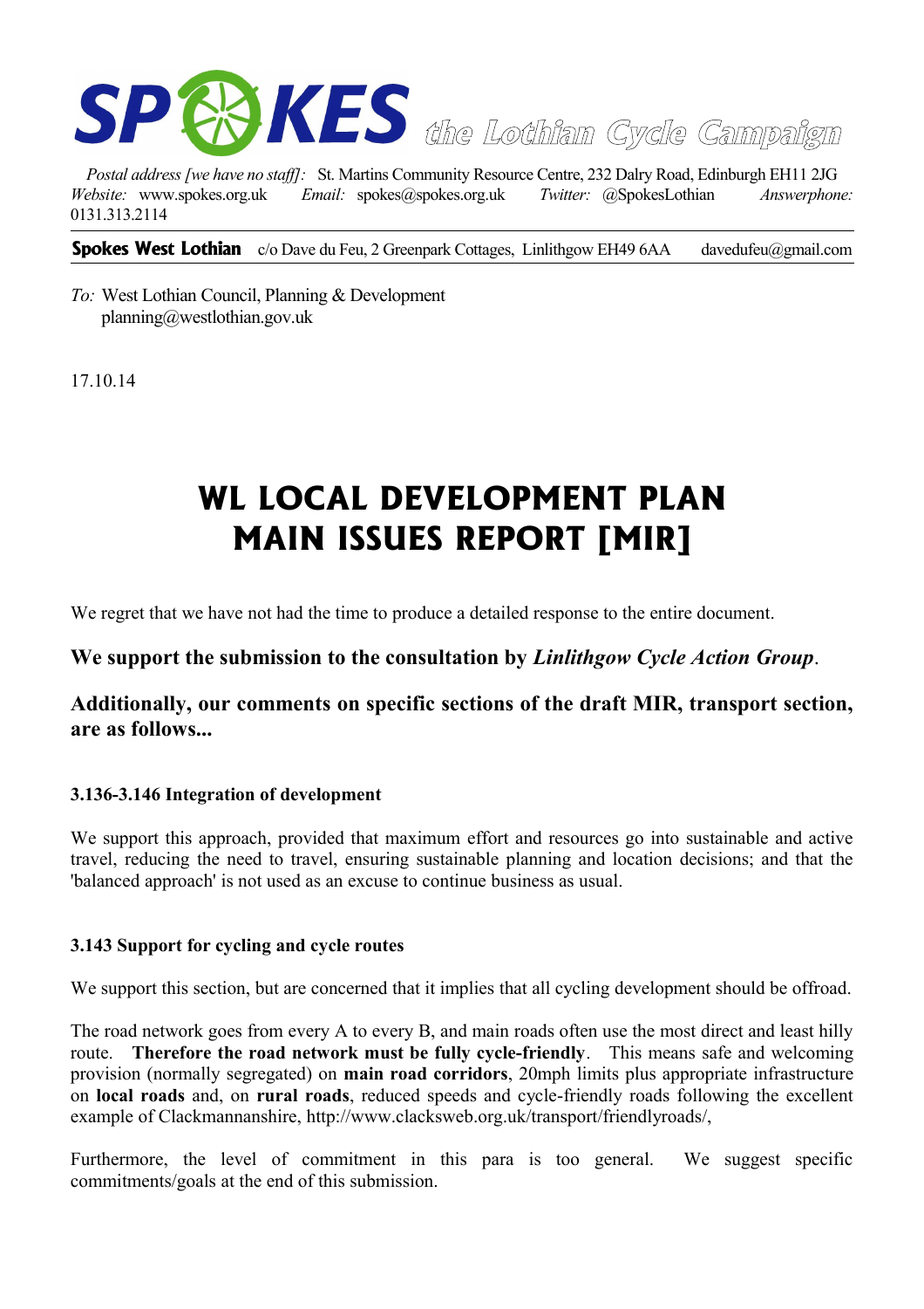# SPOKES the Lothian Cycle Campaign

*Postal address [we have no staff]:* St. Martins Community Resource Centre, 232 Dalry Road, Edinburgh EH11 2JG
*Website:* www.spokes.org.uk *Email:* spokes@spokes.org.uk *Twitter:* @SpokesLothian *Answerphone:* 0131.313.2114

**Spokes West Lothian** c/o Dave du Feu, 2 Greenpark Cottages, Linlithgow EH49 6AA davedufeu@gmail.com

*To:* West Lothian Council, Planning & Development
planning@westlothian.gov.uk

17.10.14

# WL LOCAL DEVELOPMENT PLAN MAIN ISSUES REPORT [MIR]

We regret that we have not had the time to produce a detailed response to the entire document.

## We support the submission to the consultation by *Linlithgow Cycle Action Group*.

## Additionally, our comments on specific sections of the draft MIR, transport section, are as follows...

#### 3.136-3.146 Integration of development

We support this approach, provided that maximum effort and resources go into sustainable and active travel, reducing the need to travel, ensuring sustainable planning and location decisions; and that the 'balanced approach' is not used as an excuse to continue business as usual.

#### 3.143 Support for cycling and cycle routes

We support this section, but are concerned that it implies that all cycling development should be offroad.

The road network goes from every A to every B, and main roads often use the most direct and least hilly route. **Therefore the road network must be fully cycle-friendly**. This means safe and welcoming provision (normally segregated) on **main road corridors**, 20mph limits plus appropriate infrastructure on **local roads** and, on **rural roads**, reduced speeds and cycle-friendly roads following the excellent example of Clackmannanshire, http://www.clacksweb.org.uk/transport/friendlyroads/,

Furthermore, the level of commitment in this para is too general. We suggest specific commitments/goals at the end of this submission.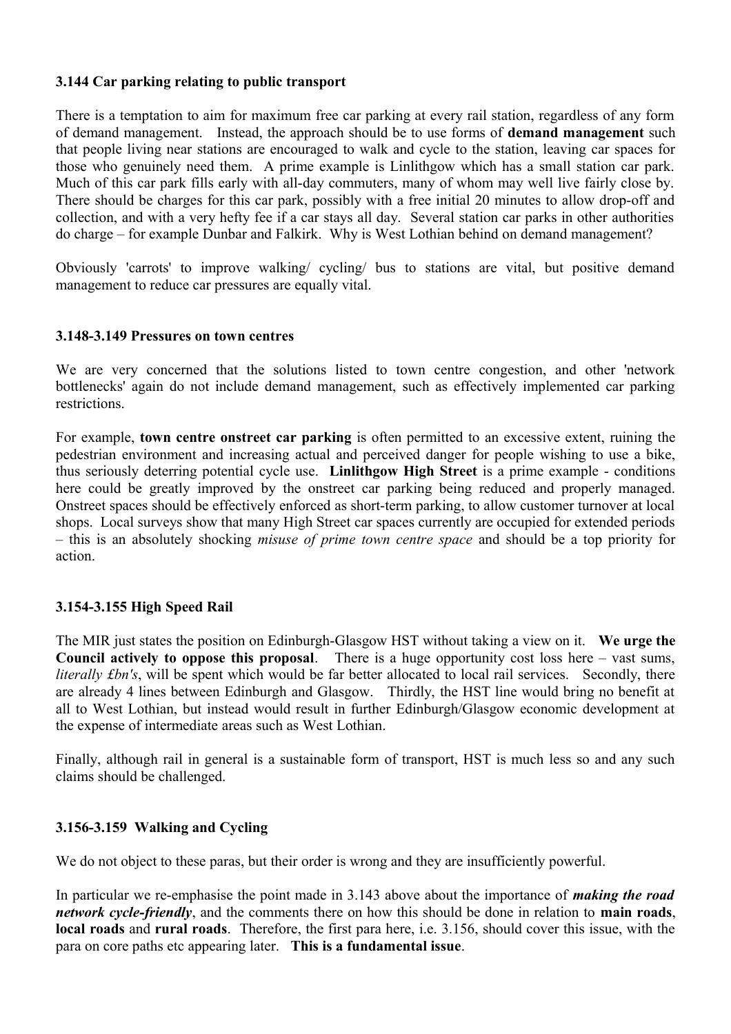**3.144 Car parking relating to public transport**

There is a temptation to aim for maximum free car parking at every rail station, regardless of any form of demand management. Instead, the approach should be to use forms of **demand management** such that people living near stations are encouraged to walk and cycle to the station, leaving car spaces for those who genuinely need them. A prime example is Linlithgow which has a small station car park. Much of this car park fills early with all-day commuters, many of whom may well live fairly close by. There should be charges for this car park, possibly with a free initial 20 minutes to allow drop-off and collection, and with a very hefty fee if a car stays all day. Several station car parks in other authorities do charge – for example Dunbar and Falkirk. Why is West Lothian behind on demand management?

Obviously 'carrots' to improve walking/ cycling/ bus to stations are vital, but positive demand management to reduce car pressures are equally vital.

**3.148-3.149 Pressures on town centres**

We are very concerned that the solutions listed to town centre congestion, and other 'network bottlenecks' again do not include demand management, such as effectively implemented car parking restrictions.

For example, **town centre onstreet car parking** is often permitted to an excessive extent, ruining the pedestrian environment and increasing actual and perceived danger for people wishing to use a bike, thus seriously deterring potential cycle use. **Linlithgow High Street** is a prime example - conditions here could be greatly improved by the onstreet car parking being reduced and properly managed. Onstreet spaces should be effectively enforced as short-term parking, to allow customer turnover at local shops. Local surveys show that many High Street car spaces currently are occupied for extended periods – this is an absolutely shocking *misuse of prime town centre space* and should be a top priority for action.

**3.154-3.155 High Speed Rail**

The MIR just states the position on Edinburgh-Glasgow HST without taking a view on it. **We urge the Council actively to oppose this proposal**. There is a huge opportunity cost loss here – vast sums, *literally £bn's*, will be spent which would be far better allocated to local rail services. Secondly, there are already 4 lines between Edinburgh and Glasgow. Thirdly, the HST line would bring no benefit at all to West Lothian, but instead would result in further Edinburgh/Glasgow economic development at the expense of intermediate areas such as West Lothian.

Finally, although rail in general is a sustainable form of transport, HST is much less so and any such claims should be challenged.

**3.156-3.159 Walking and Cycling**

We do not object to these paras, but their order is wrong and they are insufficiently powerful.

In particular we re-emphasise the point made in 3.143 above about the importance of ***making the road network cycle-friendly***, and the comments there on how this should be done in relation to **main roads**, **local roads** and **rural roads**. Therefore, the first para here, i.e. 3.156, should cover this issue, with the para on core paths etc appearing later. **This is a fundamental issue**.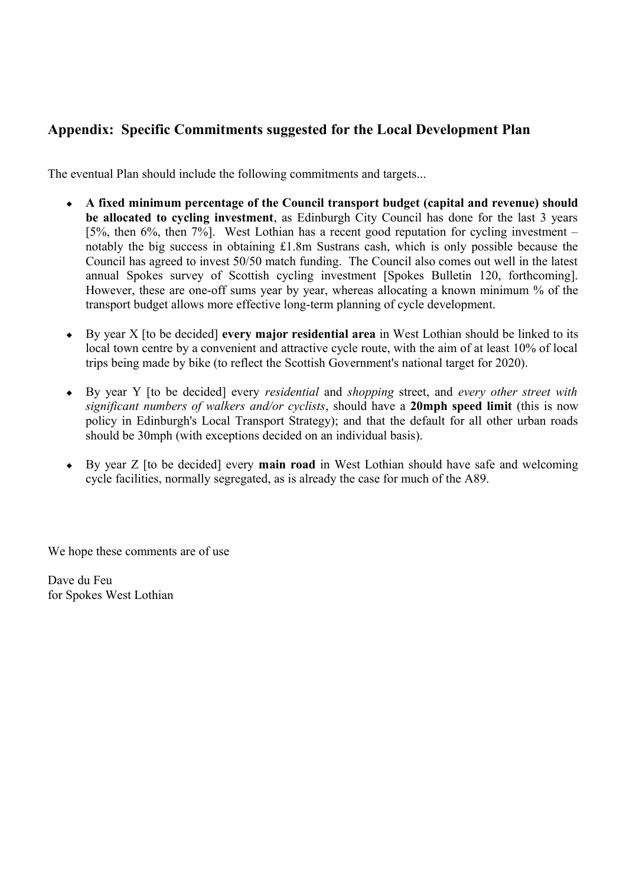## Appendix: Specific Commitments suggested for the Local Development Plan

The eventual Plan should include the following commitments and targets...

- **A fixed minimum percentage of the Council transport budget (capital and revenue) should be allocated to cycling investment**, as Edinburgh City Council has done for the last 3 years [5%, then 6%, then 7%]. West Lothian has a recent good reputation for cycling investment – notably the big success in obtaining £1.8m Sustrans cash, which is only possible because the Council has agreed to invest 50/50 match funding. The Council also comes out well in the latest annual Spokes survey of Scottish cycling investment [Spokes Bulletin 120, forthcoming]. However, these are one-off sums year by year, whereas allocating a known minimum % of the transport budget allows more effective long-term planning of cycle development.

- By year X [to be decided] **every major residential area** in West Lothian should be linked to its local town centre by a convenient and attractive cycle route, with the aim of at least 10% of local trips being made by bike (to reflect the Scottish Government's national target for 2020).

- By year Y [to be decided] every *residential* and *shopping* street, and *every other street with significant numbers of walkers and/or cyclists*, should have a **20mph speed limit** (this is now policy in Edinburgh's Local Transport Strategy); and that the default for all other urban roads should be 30mph (with exceptions decided on an individual basis).

- By year Z [to be decided] every **main road** in West Lothian should have safe and welcoming cycle facilities, normally segregated, as is already the case for much of the A89.

We hope these comments are of use

Dave du Feu
for Spokes West Lothian